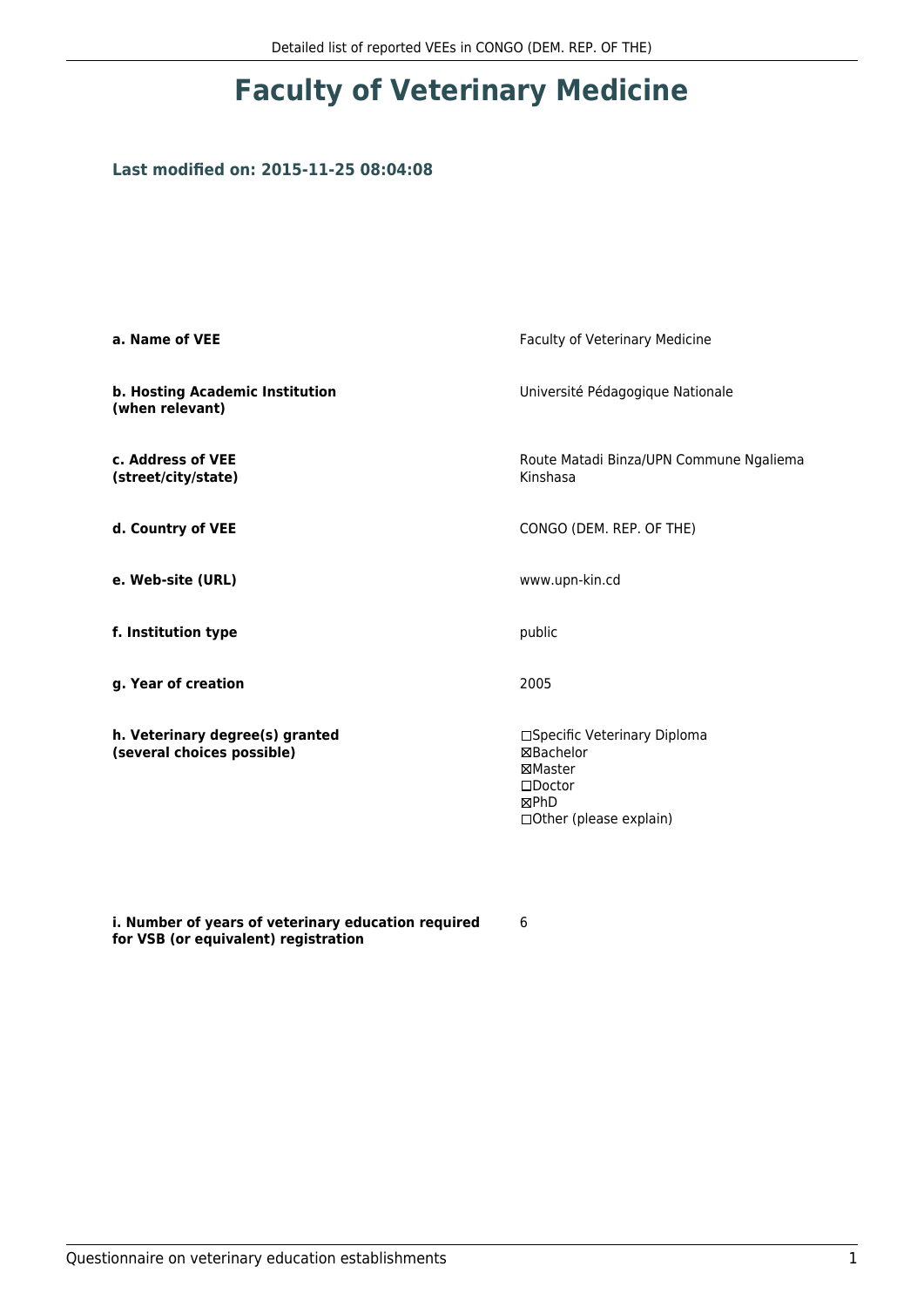# Faculty of Veterinary Medicine

### Last modified on: 2015-11-25 08:04:08

| | |
|---|---|
| **a. Name of VEE** | Faculty of Veterinary Medicine |
| **b. Hosting Academic Institution (when relevant)** | Université Pédagogique Nationale |
| **c. Address of VEE (street/city/state)** | Route Matadi Binza/UPN Commune Ngaliema Kinshasa |
| **d. Country of VEE** | CONGO (DEM. REP. OF THE) |
| **e. Web-site (URL)** | www.upn-kin.cd |
| **f. Institution type** | public |
| **g. Year of creation** | 2005 |
| **h. Veterinary degree(s) granted (several choices possible)** | ☐Specific Veterinary Diploma<br>☒Bachelor<br>☒Master<br>☐Doctor<br>☒PhD<br>☐Other (please explain) |
| **i. Number of years of veterinary education required for VSB (or equivalent) registration** | 6 |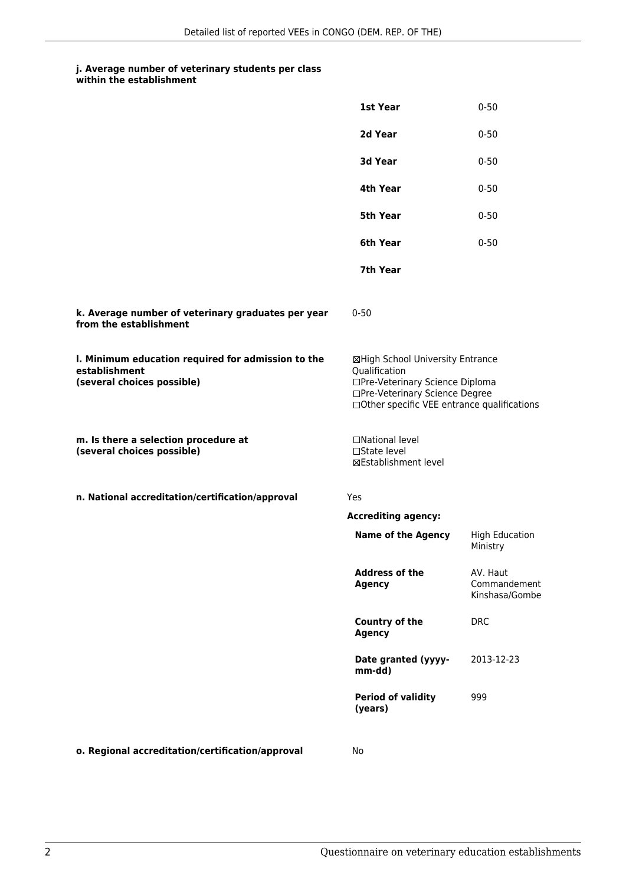**j. Average number of veterinary students per class within the establishment**

| | |
|---|---|
| **1st Year** | 0-50 |
| **2d Year** | 0-50 |
| **3d Year** | 0-50 |
| **4th Year** | 0-50 |
| **5th Year** | 0-50 |
| **6th Year** | 0-50 |
| **7th Year** | |

**k. Average number of veterinary graduates per year from the establishment**

0-50

**l. Minimum education required for admission to the establishment (several choices possible)**

☒High School University Entrance Qualification
☐Pre-Veterinary Science Diploma
☐Pre-Veterinary Science Degree
☐Other specific VEE entrance qualifications

**m. Is there a selection procedure at (several choices possible)**

☐National level
☐State level
☒Establishment level

**n. National accreditation/certification/approval**

Yes

**Accrediting agency:**

| | |
|---|---|
| **Name of the Agency** | High Education Ministry |
| **Address of the Agency** | AV. Haut Commandement Kinshasa/Gombe |
| **Country of the Agency** | DRC |
| **Date granted (yyyy-mm-dd)** | 2013-12-23 |
| **Period of validity (years)** | 999 |

**o. Regional accreditation/certification/approval**

No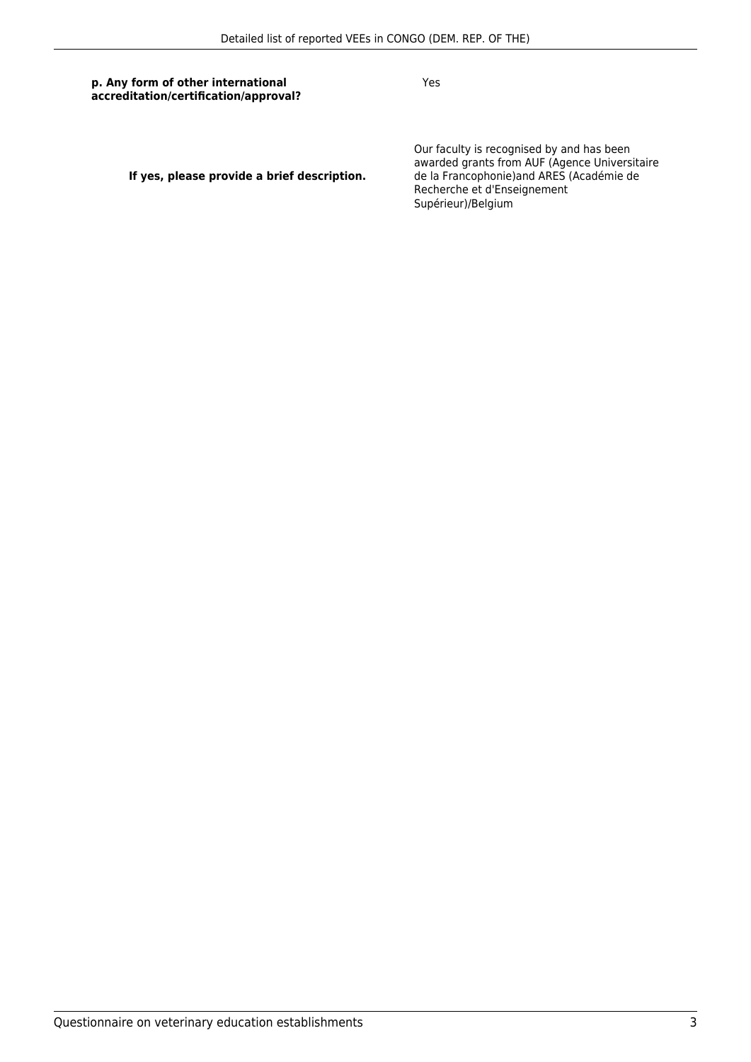| | |
|---|---|
| **p. Any form of other international accreditation/certification/approval?** | Yes |
| **If yes, please provide a brief description.** | Our faculty is recognised by and has been awarded grants from AUF (Agence Universitaire de la Francophonie)and ARES (Académie de Recherche et d'Enseignement Supérieur)/Belgium |